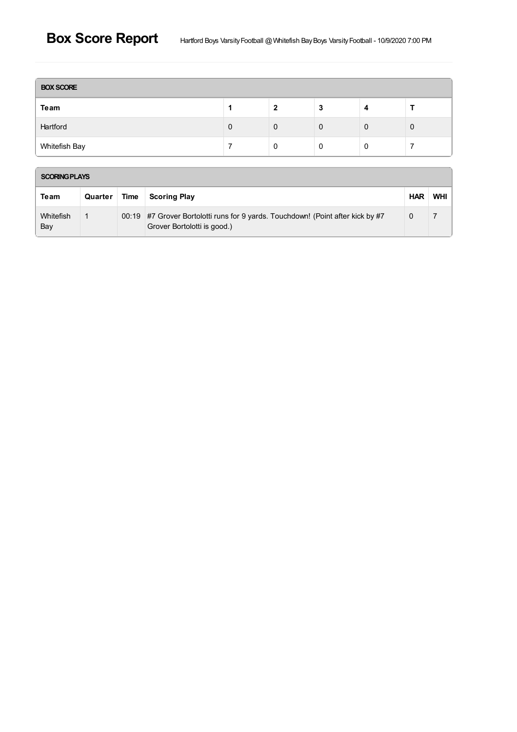# Box Score Report

Hartford Boys Varsity Football @ Whitefish Bay Boys Varsity Football - 10/9/2020 7:00 PM

**BOX SCORE**

| Team | 1 | 2 | 3 | 4 | T |
|---|---|---|---|---|---|
| Hartford | 0 | 0 | 0 | 0 | 0 |
| Whitefish Bay | 7 | 0 | 0 | 0 | 7 |

**SCORING PLAYS**

| Team | Quarter | Time | Scoring Play | HAR | WHI |
|---|---|---|---|---|---|
| Whitefish Bay | 1 | 00:19 | #7 Grover Bortolotti runs for 9 yards. Touchdown! (Point after kick by #7 Grover Bortolotti is good.) | 0 | 7 |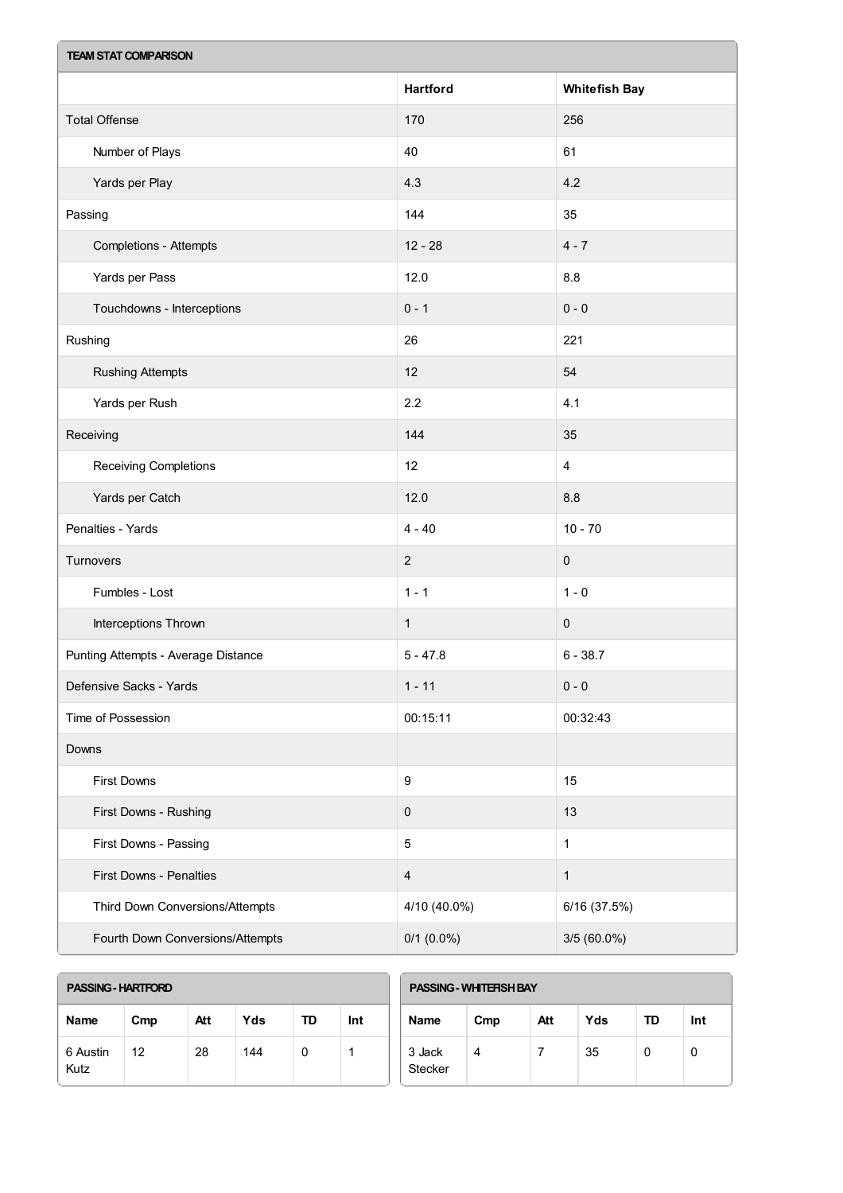| TEAM STAT COMPARISON | | |
|---|---|---|
| | Hartford | Whitefish Bay |
| Total Offense | 170 | 256 |
| Number of Plays | 40 | 61 |
| Yards per Play | 4.3 | 4.2 |
| Passing | 144 | 35 |
| Completions - Attempts | 12 - 28 | 4 - 7 |
| Yards per Pass | 12.0 | 8.8 |
| Touchdowns - Interceptions | 0 - 1 | 0 - 0 |
| Rushing | 26 | 221 |
| Rushing Attempts | 12 | 54 |
| Yards per Rush | 2.2 | 4.1 |
| Receiving | 144 | 35 |
| Receiving Completions | 12 | 4 |
| Yards per Catch | 12.0 | 8.8 |
| Penalties - Yards | 4 - 40 | 10 - 70 |
| Turnovers | 2 | 0 |
| Fumbles - Lost | 1 - 1 | 1 - 0 |
| Interceptions Thrown | 1 | 0 |
| Punting Attempts - Average Distance | 5 - 47.8 | 6 - 38.7 |
| Defensive Sacks - Yards | 1 - 11 | 0 - 0 |
| Time of Possession | 00:15:11 | 00:32:43 |
| Downs | | |
| First Downs | 9 | 15 |
| First Downs - Rushing | 0 | 13 |
| First Downs - Passing | 5 | 1 |
| First Downs - Penalties | 4 | 1 |
| Third Down Conversions/Attempts | 4/10 (40.0%) | 6/16 (37.5%) |
| Fourth Down Conversions/Attempts | 0/1 (0.0%) | 3/5 (60.0%) |

**PASSING - HARTFORD**

| Name | Cmp | Att | Yds | TD | Int |
|---|---|---|---|---|---|
| 6 Austin Kutz | 12 | 28 | 144 | 0 | 1 |

**PASSING - WHITEFISH BAY**

| Name | Cmp | Att | Yds | TD | Int |
|---|---|---|---|---|---|
| 3 Jack Stecker | 4 | 7 | 35 | 0 | 0 |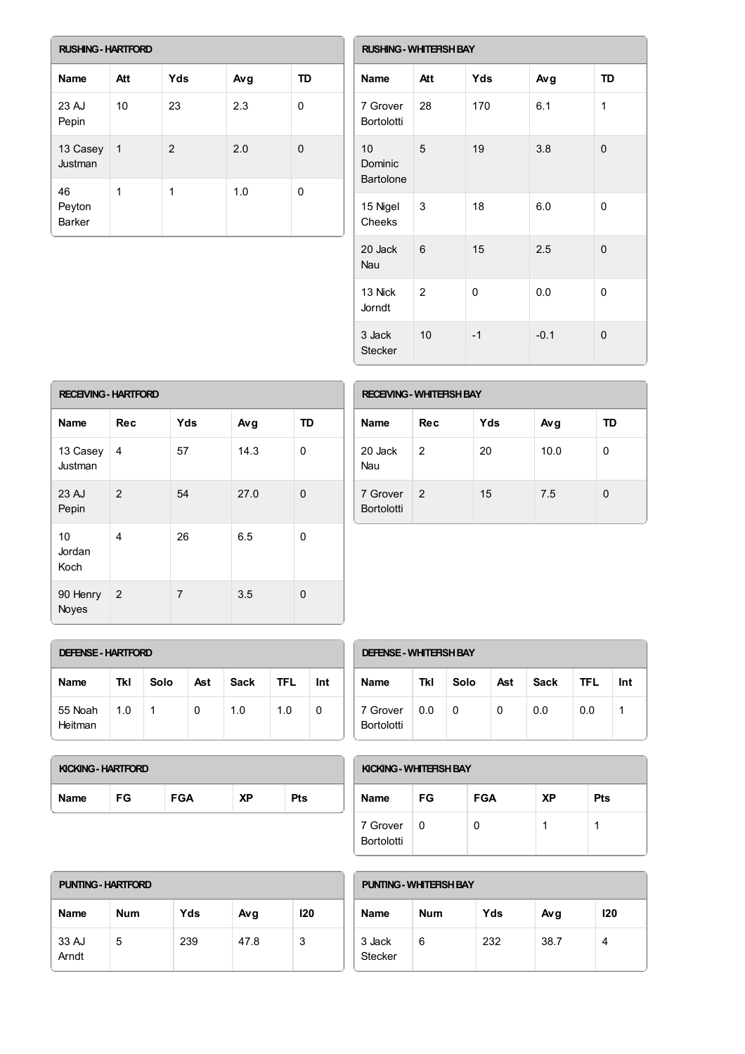**RUSHING - HARTFORD**

| Name | Att | Yds | Avg | TD |
|---|---|---|---|---|
| 23 AJ Pepin | 10 | 23 | 2.3 | 0 |
| 13 Casey Justman | 1 | 2 | 2.0 | 0 |
| 46 Peyton Barker | 1 | 1 | 1.0 | 0 |

**RUSHING - WHITEFISH BAY**

| Name | Att | Yds | Avg | TD |
|---|---|---|---|---|
| 7 Grover Bortolotti | 28 | 170 | 6.1 | 1 |
| 10 Dominic Bartolone | 5 | 19 | 3.8 | 0 |
| 15 Nigel Cheeks | 3 | 18 | 6.0 | 0 |
| 20 Jack Nau | 6 | 15 | 2.5 | 0 |
| 13 Nick Jorndt | 2 | 0 | 0.0 | 0 |
| 3 Jack Stecker | 10 | -1 | -0.1 | 0 |

**RECEIVING - HARTFORD**

| Name | Rec | Yds | Avg | TD |
|---|---|---|---|---|
| 13 Casey Justman | 4 | 57 | 14.3 | 0 |
| 23 AJ Pepin | 2 | 54 | 27.0 | 0 |
| 10 Jordan Koch | 4 | 26 | 6.5 | 0 |
| 90 Henry Noyes | 2 | 7 | 3.5 | 0 |

**RECEIVING - WHITEFISH BAY**

| Name | Rec | Yds | Avg | TD |
|---|---|---|---|---|
| 20 Jack Nau | 2 | 20 | 10.0 | 0 |
| 7 Grover Bortolotti | 2 | 15 | 7.5 | 0 |

**DEFENSE - HARTFORD**

| Name | Tkl | Solo | Ast | Sack | TFL | Int |
|---|---|---|---|---|---|---|
| 55 Noah Heitman | 1.0 | 1 | 0 | 1.0 | 1.0 | 0 |

**DEFENSE - WHITEFISH BAY**

| Name | Tkl | Solo | Ast | Sack | TFL | Int |
|---|---|---|---|---|---|---|
| 7 Grover Bortolotti | 0.0 | 0 | 0 | 0.0 | 0.0 | 1 |

**KICKING - HARTFORD**

| Name | FG | FGA | XP | Pts |
|---|---|---|---|---|

**KICKING - WHITEFISH BAY**

| Name | FG | FGA | XP | Pts |
|---|---|---|---|---|
| 7 Grover Bortolotti | 0 | 0 | 1 | 1 |

**PUNTING - HARTFORD**

| Name | Num | Yds | Avg | I20 |
|---|---|---|---|---|
| 33 AJ Arndt | 5 | 239 | 47.8 | 3 |

**PUNTING - WHITEFISH BAY**

| Name | Num | Yds | Avg | I20 |
|---|---|---|---|---|
| 3 Jack Stecker | 6 | 232 | 38.7 | 4 |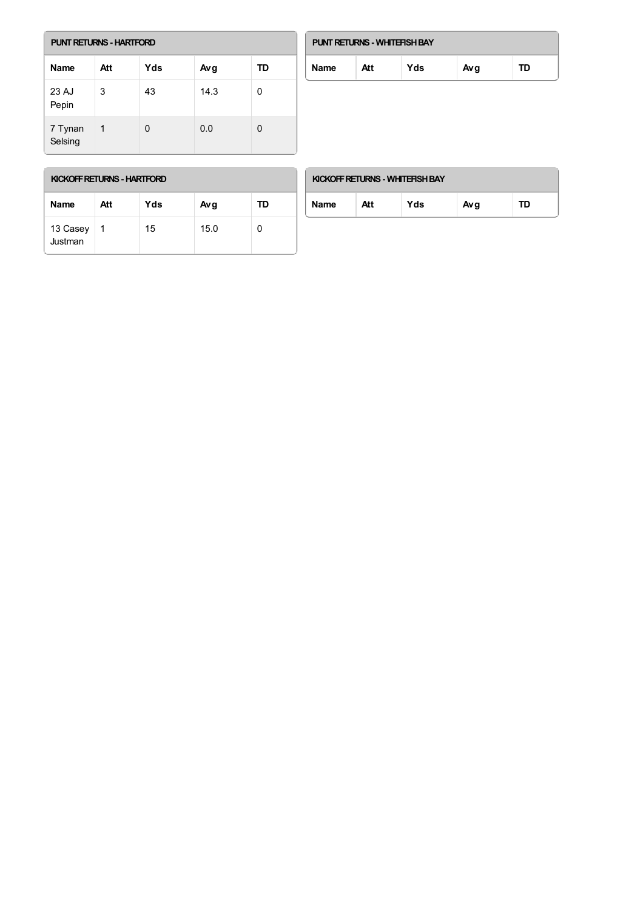### PUNT RETURNS - HARTFORD

| Name | Att | Yds | Avg | TD |
| --- | --- | --- | --- | --- |
| 23 AJ Pepin | 3 | 43 | 14.3 | 0 |
| 7 Tynan Selsing | 1 | 0 | 0.0 | 0 |

### PUNT RETURNS - WHITEFISH BAY

| Name | Att | Yds | Avg | TD |
| --- | --- | --- | --- | --- |

### KICKOFF RETURNS - HARTFORD

| Name | Att | Yds | Avg | TD |
| --- | --- | --- | --- | --- |
| 13 Casey Justman | 1 | 15 | 15.0 | 0 |

### KICKOFF RETURNS - WHITEFISH BAY

| Name | Att | Yds | Avg | TD |
| --- | --- | --- | --- | --- |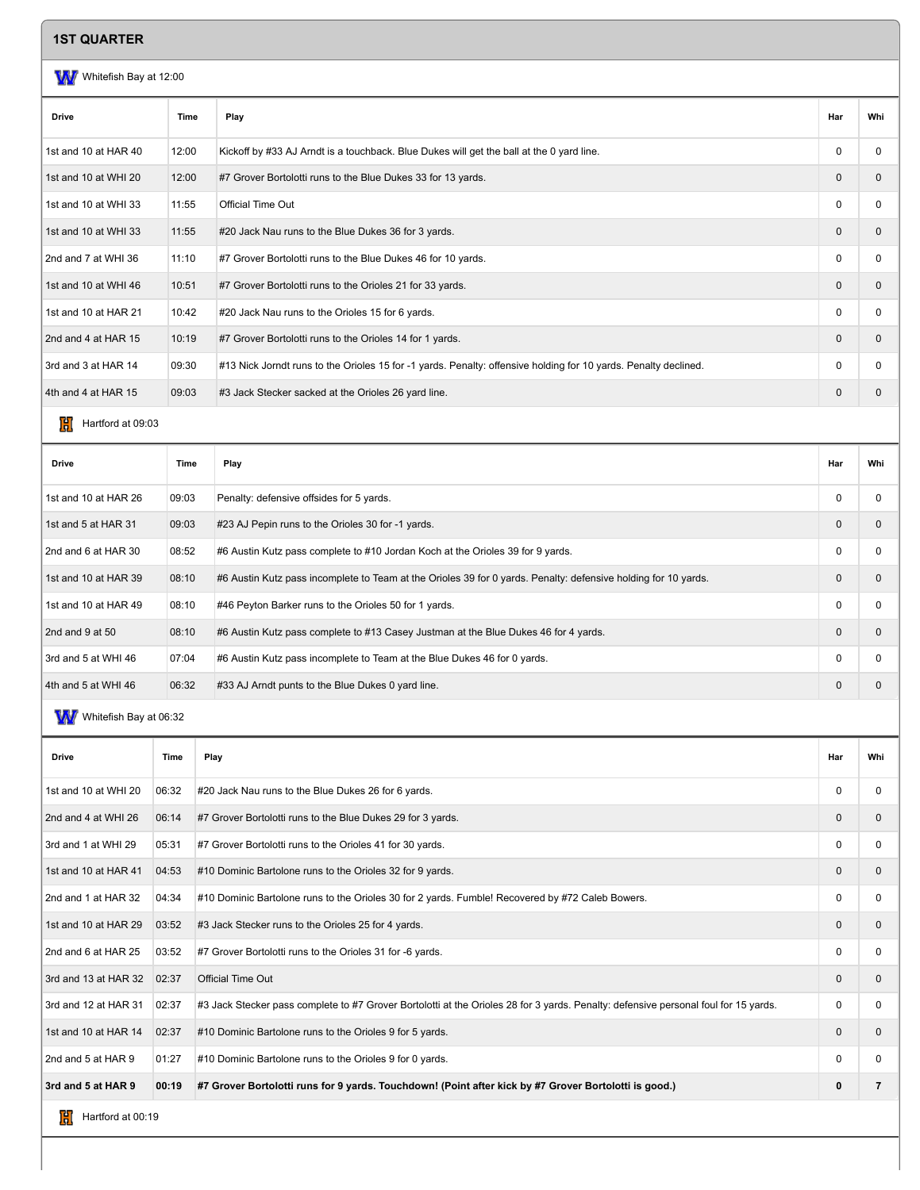## 1ST QUARTER

Whitefish Bay at 12:00

| Drive | Time | Play | Har | Whi |
|---|---|---|---|---|
| 1st and 10 at HAR 40 | 12:00 | Kickoff by #33 AJ Arndt is a touchback. Blue Dukes will get the ball at the 0 yard line. | 0 | 0 |
| 1st and 10 at WHI 20 | 12:00 | #7 Grover Bortolotti runs to the Blue Dukes 33 for 13 yards. | 0 | 0 |
| 1st and 10 at WHI 33 | 11:55 | Official Time Out | 0 | 0 |
| 1st and 10 at WHI 33 | 11:55 | #20 Jack Nau runs to the Blue Dukes 36 for 3 yards. | 0 | 0 |
| 2nd and 7 at WHI 36 | 11:10 | #7 Grover Bortolotti runs to the Blue Dukes 46 for 10 yards. | 0 | 0 |
| 1st and 10 at WHI 46 | 10:51 | #7 Grover Bortolotti runs to the Orioles 21 for 33 yards. | 0 | 0 |
| 1st and 10 at HAR 21 | 10:42 | #20 Jack Nau runs to the Orioles 15 for 6 yards. | 0 | 0 |
| 2nd and 4 at HAR 15 | 10:19 | #7 Grover Bortolotti runs to the Orioles 14 for 1 yards. | 0 | 0 |
| 3rd and 3 at HAR 14 | 09:30 | #13 Nick Jorndt runs to the Orioles 15 for -1 yards. Penalty: offensive holding for 10 yards. Penalty declined. | 0 | 0 |
| 4th and 4 at HAR 15 | 09:03 | #3 Jack Stecker sacked at the Orioles 26 yard line. | 0 | 0 |

Hartford at 09:03

| Drive | Time | Play | Har | Whi |
|---|---|---|---|---|
| 1st and 10 at HAR 26 | 09:03 | Penalty: defensive offsides for 5 yards. | 0 | 0 |
| 1st and 5 at HAR 31 | 09:03 | #23 AJ Pepin runs to the Orioles 30 for -1 yards. | 0 | 0 |
| 2nd and 6 at HAR 30 | 08:52 | #6 Austin Kutz pass complete to #10 Jordan Koch at the Orioles 39 for 9 yards. | 0 | 0 |
| 1st and 10 at HAR 39 | 08:10 | #6 Austin Kutz pass incomplete to Team at the Orioles 39 for 0 yards. Penalty: defensive holding for 10 yards. | 0 | 0 |
| 1st and 10 at HAR 49 | 08:10 | #46 Peyton Barker runs to the Orioles 50 for 1 yards. | 0 | 0 |
| 2nd and 9 at 50 | 08:10 | #6 Austin Kutz pass complete to #13 Casey Justman at the Blue Dukes 46 for 4 yards. | 0 | 0 |
| 3rd and 5 at WHI 46 | 07:04 | #6 Austin Kutz pass incomplete to Team at the Blue Dukes 46 for 0 yards. | 0 | 0 |
| 4th and 5 at WHI 46 | 06:32 | #33 AJ Arndt punts to the Blue Dukes 0 yard line. | 0 | 0 |

Whitefish Bay at 06:32

| Drive | Time | Play | Har | Whi |
|---|---|---|---|---|
| 1st and 10 at WHI 20 | 06:32 | #20 Jack Nau runs to the Blue Dukes 26 for 6 yards. | 0 | 0 |
| 2nd and 4 at WHI 26 | 06:14 | #7 Grover Bortolotti runs to the Blue Dukes 29 for 3 yards. | 0 | 0 |
| 3rd and 1 at WHI 29 | 05:31 | #7 Grover Bortolotti runs to the Orioles 41 for 30 yards. | 0 | 0 |
| 1st and 10 at HAR 41 | 04:53 | #10 Dominic Bartolone runs to the Orioles 32 for 9 yards. | 0 | 0 |
| 2nd and 1 at HAR 32 | 04:34 | #10 Dominic Bartolone runs to the Orioles 30 for 2 yards. Fumble! Recovered by #72 Caleb Bowers. | 0 | 0 |
| 1st and 10 at HAR 29 | 03:52 | #3 Jack Stecker runs to the Orioles 25 for 4 yards. | 0 | 0 |
| 2nd and 6 at HAR 25 | 03:52 | #7 Grover Bortolotti runs to the Orioles 31 for -6 yards. | 0 | 0 |
| 3rd and 13 at HAR 32 | 02:37 | Official Time Out | 0 | 0 |
| 3rd and 12 at HAR 31 | 02:37 | #3 Jack Stecker pass complete to #7 Grover Bortolotti at the Orioles 28 for 3 yards. Penalty: defensive personal foul for 15 yards. | 0 | 0 |
| 1st and 10 at HAR 14 | 02:37 | #10 Dominic Bartolone runs to the Orioles 9 for 5 yards. | 0 | 0 |
| 2nd and 5 at HAR 9 | 01:27 | #10 Dominic Bartolone runs to the Orioles 9 for 0 yards. | 0 | 0 |
| **3rd and 5 at HAR 9** | **00:19** | **#7 Grover Bortolotti runs for 9 yards. Touchdown! (Point after kick by #7 Grover Bortolotti is good.)** | **0** | **7** |

Hartford at 00:19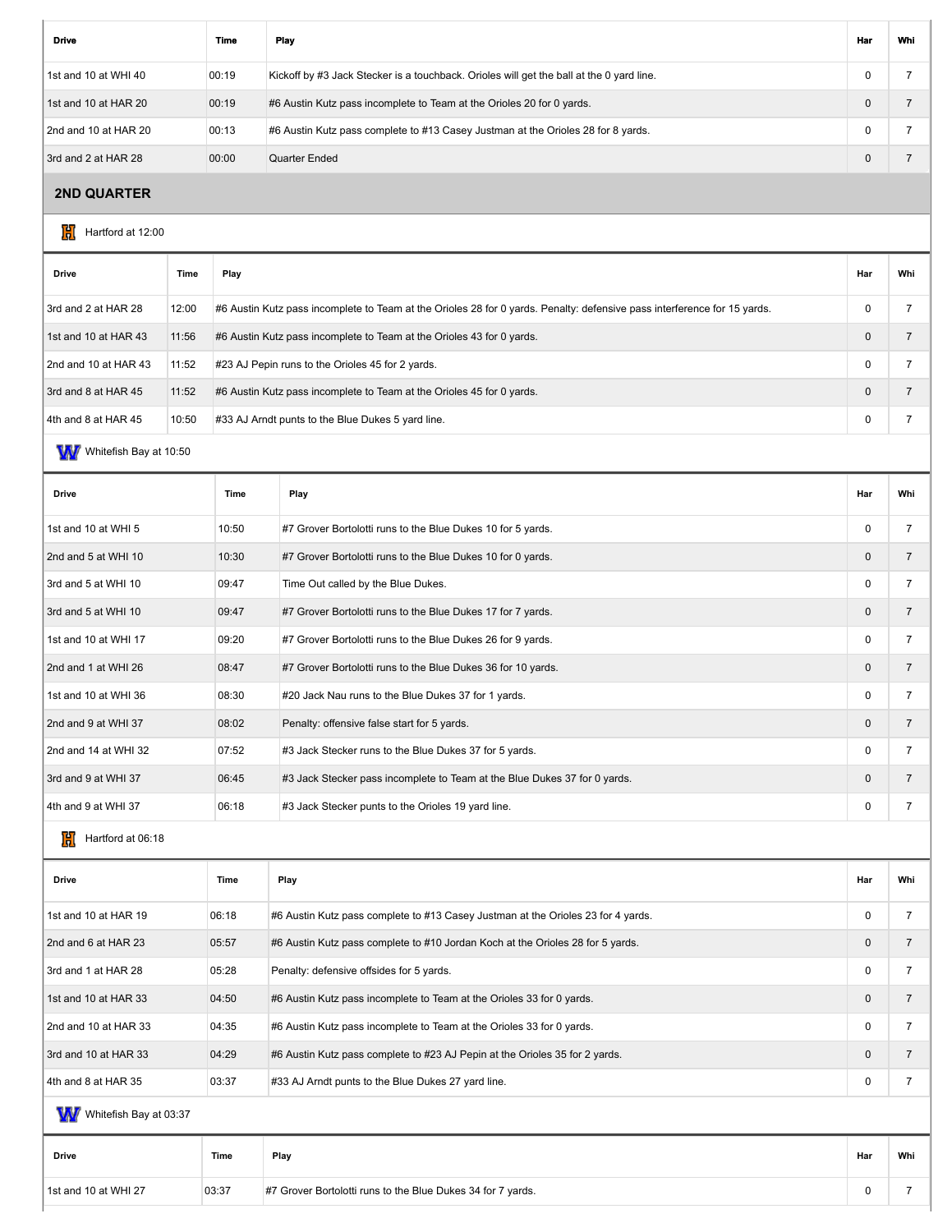| Drive | Time | Play | Har | Whi |
|---|---|---|---|---|
| 1st and 10 at WHI 40 | 00:19 | Kickoff by #3 Jack Stecker is a touchback. Orioles will get the ball at the 0 yard line. | 0 | 7 |
| 1st and 10 at HAR 20 | 00:19 | #6 Austin Kutz pass incomplete to Team at the Orioles 20 for 0 yards. | 0 | 7 |
| 2nd and 10 at HAR 20 | 00:13 | #6 Austin Kutz pass complete to #13 Casey Justman at the Orioles 28 for 8 yards. | 0 | 7 |
| 3rd and 2 at HAR 28 | 00:00 | Quarter Ended | 0 | 7 |

## 2ND QUARTER

Hartford at 12:00

| Drive | Time | Play | Har | Whi |
|---|---|---|---|---|
| 3rd and 2 at HAR 28 | 12:00 | #6 Austin Kutz pass incomplete to Team at the Orioles 28 for 0 yards. Penalty: defensive pass interference for 15 yards. | 0 | 7 |
| 1st and 10 at HAR 43 | 11:56 | #6 Austin Kutz pass incomplete to Team at the Orioles 43 for 0 yards. | 0 | 7 |
| 2nd and 10 at HAR 43 | 11:52 | #23 AJ Pepin runs to the Orioles 45 for 2 yards. | 0 | 7 |
| 3rd and 8 at HAR 45 | 11:52 | #6 Austin Kutz pass incomplete to Team at the Orioles 45 for 0 yards. | 0 | 7 |
| 4th and 8 at HAR 45 | 10:50 | #33 AJ Arndt punts to the Blue Dukes 5 yard line. | 0 | 7 |

Whitefish Bay at 10:50

| Drive | Time | Play | Har | Whi |
|---|---|---|---|---|
| 1st and 10 at WHI 5 | 10:50 | #7 Grover Bortolotti runs to the Blue Dukes 10 for 5 yards. | 0 | 7 |
| 2nd and 5 at WHI 10 | 10:30 | #7 Grover Bortolotti runs to the Blue Dukes 10 for 0 yards. | 0 | 7 |
| 3rd and 5 at WHI 10 | 09:47 | Time Out called by the Blue Dukes. | 0 | 7 |
| 3rd and 5 at WHI 10 | 09:47 | #7 Grover Bortolotti runs to the Blue Dukes 17 for 7 yards. | 0 | 7 |
| 1st and 10 at WHI 17 | 09:20 | #7 Grover Bortolotti runs to the Blue Dukes 26 for 9 yards. | 0 | 7 |
| 2nd and 1 at WHI 26 | 08:47 | #7 Grover Bortolotti runs to the Blue Dukes 36 for 10 yards. | 0 | 7 |
| 1st and 10 at WHI 36 | 08:30 | #20 Jack Nau runs to the Blue Dukes 37 for 1 yards. | 0 | 7 |
| 2nd and 9 at WHI 37 | 08:02 | Penalty: offensive false start for 5 yards. | 0 | 7 |
| 2nd and 14 at WHI 32 | 07:52 | #3 Jack Stecker runs to the Blue Dukes 37 for 5 yards. | 0 | 7 |
| 3rd and 9 at WHI 37 | 06:45 | #3 Jack Stecker pass incomplete to Team at the Blue Dukes 37 for 0 yards. | 0 | 7 |
| 4th and 9 at WHI 37 | 06:18 | #3 Jack Stecker punts to the Orioles 19 yard line. | 0 | 7 |

Hartford at 06:18

| Drive | Time | Play | Har | Whi |
|---|---|---|---|---|
| 1st and 10 at HAR 19 | 06:18 | #6 Austin Kutz pass complete to #13 Casey Justman at the Orioles 23 for 4 yards. | 0 | 7 |
| 2nd and 6 at HAR 23 | 05:57 | #6 Austin Kutz pass complete to #10 Jordan Koch at the Orioles 28 for 5 yards. | 0 | 7 |
| 3rd and 1 at HAR 28 | 05:28 | Penalty: defensive offsides for 5 yards. | 0 | 7 |
| 1st and 10 at HAR 33 | 04:50 | #6 Austin Kutz pass incomplete to Team at the Orioles 33 for 0 yards. | 0 | 7 |
| 2nd and 10 at HAR 33 | 04:35 | #6 Austin Kutz pass incomplete to Team at the Orioles 33 for 0 yards. | 0 | 7 |
| 3rd and 10 at HAR 33 | 04:29 | #6 Austin Kutz pass complete to #23 AJ Pepin at the Orioles 35 for 2 yards. | 0 | 7 |
| 4th and 8 at HAR 35 | 03:37 | #33 AJ Arndt punts to the Blue Dukes 27 yard line. | 0 | 7 |

Whitefish Bay at 03:37

| Drive | Time | Play | Har | Whi |
|---|---|---|---|---|
| 1st and 10 at WHI 27 | 03:37 | #7 Grover Bortolotti runs to the Blue Dukes 34 for 7 yards. | 0 | 7 |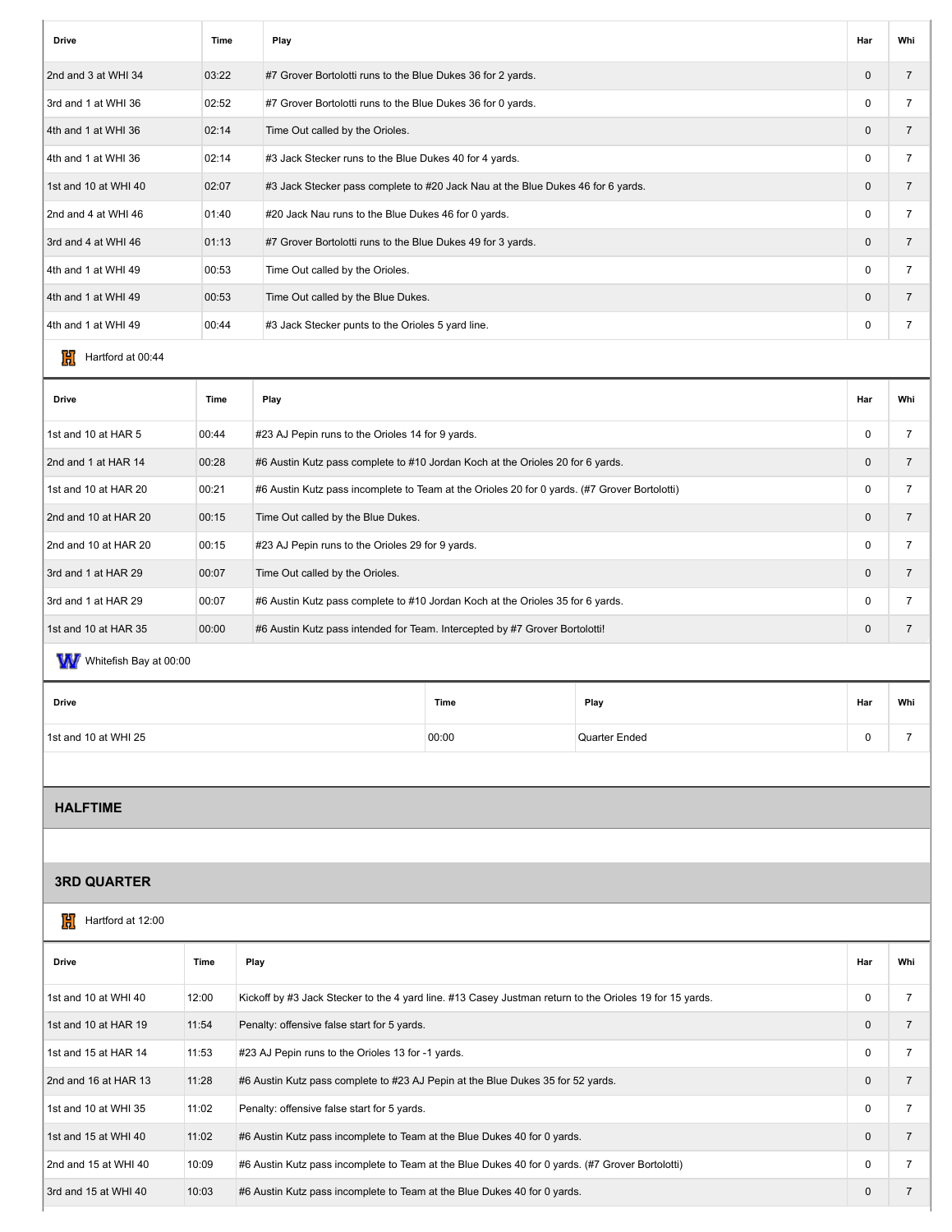| Drive | Time | Play | Har | Whi |
|---|---|---|---|---|
| 2nd and 3 at WHI 34 | 03:22 | #7 Grover Bortolotti runs to the Blue Dukes 36 for 2 yards. | 0 | 7 |
| 3rd and 1 at WHI 36 | 02:52 | #7 Grover Bortolotti runs to the Blue Dukes 36 for 0 yards. | 0 | 7 |
| 4th and 1 at WHI 36 | 02:14 | Time Out called by the Orioles. | 0 | 7 |
| 4th and 1 at WHI 36 | 02:14 | #3 Jack Stecker runs to the Blue Dukes 40 for 4 yards. | 0 | 7 |
| 1st and 10 at WHI 40 | 02:07 | #3 Jack Stecker pass complete to #20 Jack Nau at the Blue Dukes 46 for 6 yards. | 0 | 7 |
| 2nd and 4 at WHI 46 | 01:40 | #20 Jack Nau runs to the Blue Dukes 46 for 0 yards. | 0 | 7 |
| 3rd and 4 at WHI 46 | 01:13 | #7 Grover Bortolotti runs to the Blue Dukes 49 for 3 yards. | 0 | 7 |
| 4th and 1 at WHI 49 | 00:53 | Time Out called by the Orioles. | 0 | 7 |
| 4th and 1 at WHI 49 | 00:53 | Time Out called by the Blue Dukes. | 0 | 7 |
| 4th and 1 at WHI 49 | 00:44 | #3 Jack Stecker punts to the Orioles 5 yard line. | 0 | 7 |

Hartford at 00:44

| Drive | Time | Play | Har | Whi |
|---|---|---|---|---|
| 1st and 10 at HAR 5 | 00:44 | #23 AJ Pepin runs to the Orioles 14 for 9 yards. | 0 | 7 |
| 2nd and 1 at HAR 14 | 00:28 | #6 Austin Kutz pass complete to #10 Jordan Koch at the Orioles 20 for 6 yards. | 0 | 7 |
| 1st and 10 at HAR 20 | 00:21 | #6 Austin Kutz pass incomplete to Team at the Orioles 20 for 0 yards. (#7 Grover Bortolotti) | 0 | 7 |
| 2nd and 10 at HAR 20 | 00:15 | Time Out called by the Blue Dukes. | 0 | 7 |
| 2nd and 10 at HAR 20 | 00:15 | #23 AJ Pepin runs to the Orioles 29 for 9 yards. | 0 | 7 |
| 3rd and 1 at HAR 29 | 00:07 | Time Out called by the Orioles. | 0 | 7 |
| 3rd and 1 at HAR 29 | 00:07 | #6 Austin Kutz pass complete to #10 Jordan Koch at the Orioles 35 for 6 yards. | 0 | 7 |
| 1st and 10 at HAR 35 | 00:00 | #6 Austin Kutz pass intended for Team. Intercepted by #7 Grover Bortolotti! | 0 | 7 |

Whitefish Bay at 00:00

| Drive | Time | Play | Har | Whi |
|---|---|---|---|---|
| 1st and 10 at WHI 25 | 00:00 | Quarter Ended | 0 | 7 |

## HALFTIME

## 3RD QUARTER

Hartford at 12:00

| Drive | Time | Play | Har | Whi |
|---|---|---|---|---|
| 1st and 10 at WHI 40 | 12:00 | Kickoff by #3 Jack Stecker to the 4 yard line. #13 Casey Justman return to the Orioles 19 for 15 yards. | 0 | 7 |
| 1st and 10 at HAR 19 | 11:54 | Penalty: offensive false start for 5 yards. | 0 | 7 |
| 1st and 15 at HAR 14 | 11:53 | #23 AJ Pepin runs to the Orioles 13 for -1 yards. | 0 | 7 |
| 2nd and 16 at HAR 13 | 11:28 | #6 Austin Kutz pass complete to #23 AJ Pepin at the Blue Dukes 35 for 52 yards. | 0 | 7 |
| 1st and 10 at WHI 35 | 11:02 | Penalty: offensive false start for 5 yards. | 0 | 7 |
| 1st and 15 at WHI 40 | 11:02 | #6 Austin Kutz pass incomplete to Team at the Blue Dukes 40 for 0 yards. | 0 | 7 |
| 2nd and 15 at WHI 40 | 10:09 | #6 Austin Kutz pass incomplete to Team at the Blue Dukes 40 for 0 yards. (#7 Grover Bortolotti) | 0 | 7 |
| 3rd and 15 at WHI 40 | 10:03 | #6 Austin Kutz pass incomplete to Team at the Blue Dukes 40 for 0 yards. | 0 | 7 |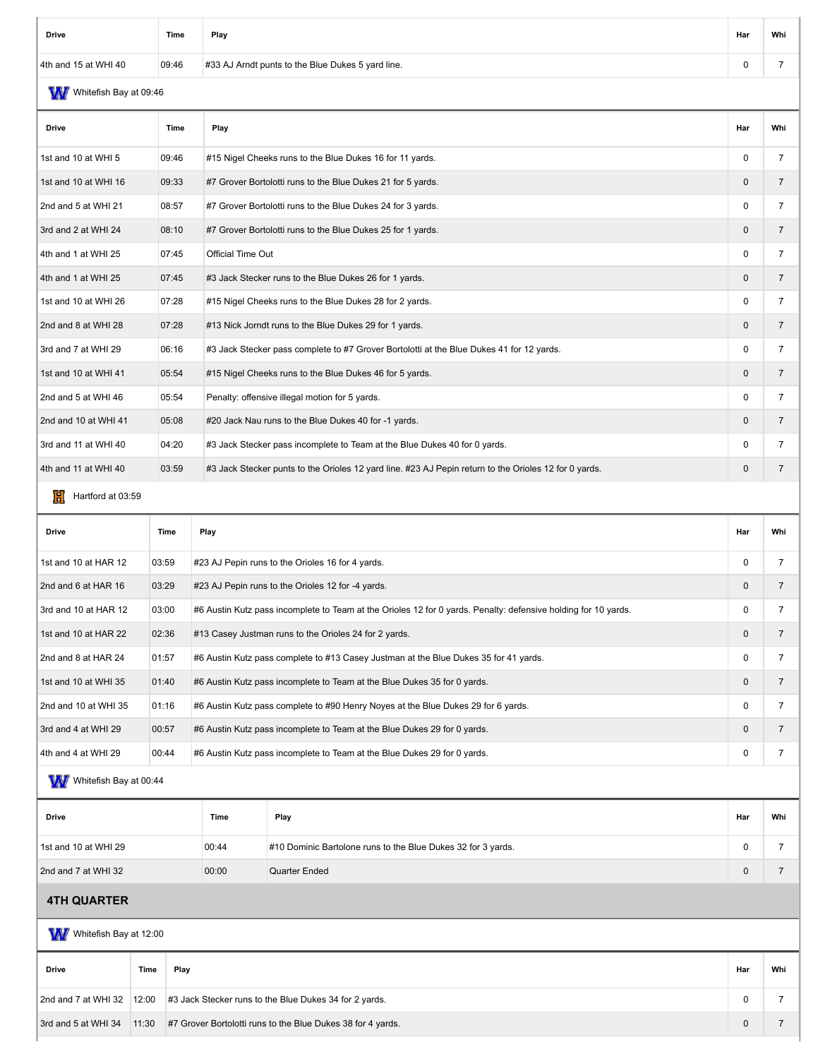| Drive | Time | Play | Har | Whi |
|---|---|---|---|---|
| 4th and 15 at WHI 40 | 09:46 | #33 AJ Arndt punts to the Blue Dukes 5 yard line. | 0 | 7 |

Whitefish Bay at 09:46

| Drive | Time | Play | Har | Whi |
|---|---|---|---|---|
| 1st and 10 at WHI 5 | 09:46 | #15 Nigel Cheeks runs to the Blue Dukes 16 for 11 yards. | 0 | 7 |
| 1st and 10 at WHI 16 | 09:33 | #7 Grover Bortolotti runs to the Blue Dukes 21 for 5 yards. | 0 | 7 |
| 2nd and 5 at WHI 21 | 08:57 | #7 Grover Bortolotti runs to the Blue Dukes 24 for 3 yards. | 0 | 7 |
| 3rd and 2 at WHI 24 | 08:10 | #7 Grover Bortolotti runs to the Blue Dukes 25 for 1 yards. | 0 | 7 |
| 4th and 1 at WHI 25 | 07:45 | Official Time Out | 0 | 7 |
| 4th and 1 at WHI 25 | 07:45 | #3 Jack Stecker runs to the Blue Dukes 26 for 1 yards. | 0 | 7 |
| 1st and 10 at WHI 26 | 07:28 | #15 Nigel Cheeks runs to the Blue Dukes 28 for 2 yards. | 0 | 7 |
| 2nd and 8 at WHI 28 | 07:28 | #13 Nick Jorndt runs to the Blue Dukes 29 for 1 yards. | 0 | 7 |
| 3rd and 7 at WHI 29 | 06:16 | #3 Jack Stecker pass complete to #7 Grover Bortolotti at the Blue Dukes 41 for 12 yards. | 0 | 7 |
| 1st and 10 at WHI 41 | 05:54 | #15 Nigel Cheeks runs to the Blue Dukes 46 for 5 yards. | 0 | 7 |
| 2nd and 5 at WHI 46 | 05:54 | Penalty: offensive illegal motion for 5 yards. | 0 | 7 |
| 2nd and 10 at WHI 41 | 05:08 | #20 Jack Nau runs to the Blue Dukes 40 for -1 yards. | 0 | 7 |
| 3rd and 11 at WHI 40 | 04:20 | #3 Jack Stecker pass incomplete to Team at the Blue Dukes 40 for 0 yards. | 0 | 7 |
| 4th and 11 at WHI 40 | 03:59 | #3 Jack Stecker punts to the Orioles 12 yard line. #23 AJ Pepin return to the Orioles 12 for 0 yards. | 0 | 7 |

Hartford at 03:59

| Drive | Time | Play | Har | Whi |
|---|---|---|---|---|
| 1st and 10 at HAR 12 | 03:59 | #23 AJ Pepin runs to the Orioles 16 for 4 yards. | 0 | 7 |
| 2nd and 6 at HAR 16 | 03:29 | #23 AJ Pepin runs to the Orioles 12 for -4 yards. | 0 | 7 |
| 3rd and 10 at HAR 12 | 03:00 | #6 Austin Kutz pass incomplete to Team at the Orioles 12 for 0 yards. Penalty: defensive holding for 10 yards. | 0 | 7 |
| 1st and 10 at HAR 22 | 02:36 | #13 Casey Justman runs to the Orioles 24 for 2 yards. | 0 | 7 |
| 2nd and 8 at HAR 24 | 01:57 | #6 Austin Kutz pass complete to #13 Casey Justman at the Blue Dukes 35 for 41 yards. | 0 | 7 |
| 1st and 10 at WHI 35 | 01:40 | #6 Austin Kutz pass incomplete to Team at the Blue Dukes 35 for 0 yards. | 0 | 7 |
| 2nd and 10 at WHI 35 | 01:16 | #6 Austin Kutz pass complete to #90 Henry Noyes at the Blue Dukes 29 for 6 yards. | 0 | 7 |
| 3rd and 4 at WHI 29 | 00:57 | #6 Austin Kutz pass incomplete to Team at the Blue Dukes 29 for 0 yards. | 0 | 7 |
| 4th and 4 at WHI 29 | 00:44 | #6 Austin Kutz pass incomplete to Team at the Blue Dukes 29 for 0 yards. | 0 | 7 |

Whitefish Bay at 00:44

| Drive | Time | Play | Har | Whi |
|---|---|---|---|---|
| 1st and 10 at WHI 29 | 00:44 | #10 Dominic Bartolone runs to the Blue Dukes 32 for 3 yards. | 0 | 7 |
| 2nd and 7 at WHI 32 | 00:00 | Quarter Ended | 0 | 7 |

## 4TH QUARTER

Whitefish Bay at 12:00

| Drive | Time | Play | Har | Whi |
|---|---|---|---|---|
| 2nd and 7 at WHI 32 | 12:00 | #3 Jack Stecker runs to the Blue Dukes 34 for 2 yards. | 0 | 7 |
| 3rd and 5 at WHI 34 | 11:30 | #7 Grover Bortolotti runs to the Blue Dukes 38 for 4 yards. | 0 | 7 |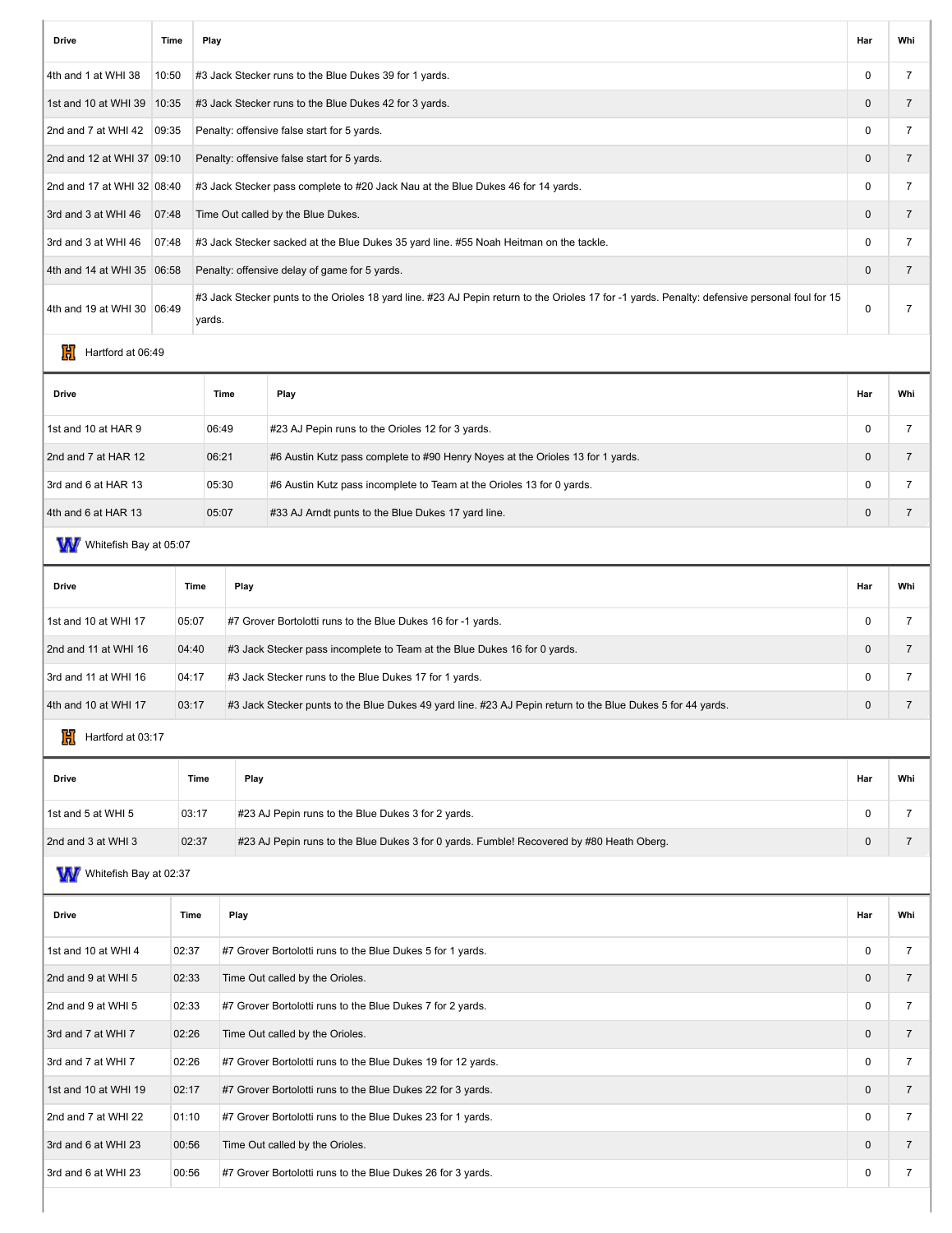| Drive | Time | Play | Har | Whi |
| --- | --- | --- | --- | --- |
| 4th and 1 at WHI 38 | 10:50 | #3 Jack Stecker runs to the Blue Dukes 39 for 1 yards. | 0 | 7 |
| 1st and 10 at WHI 39 | 10:35 | #3 Jack Stecker runs to the Blue Dukes 42 for 3 yards. | 0 | 7 |
| 2nd and 7 at WHI 42 | 09:35 | Penalty: offensive false start for 5 yards. | 0 | 7 |
| 2nd and 12 at WHI 37 | 09:10 | Penalty: offensive false start for 5 yards. | 0 | 7 |
| 2nd and 17 at WHI 32 | 08:40 | #3 Jack Stecker pass complete to #20 Jack Nau at the Blue Dukes 46 for 14 yards. | 0 | 7 |
| 3rd and 3 at WHI 46 | 07:48 | Time Out called by the Blue Dukes. | 0 | 7 |
| 3rd and 3 at WHI 46 | 07:48 | #3 Jack Stecker sacked at the Blue Dukes 35 yard line. #55 Noah Heitman on the tackle. | 0 | 7 |
| 4th and 14 at WHI 35 | 06:58 | Penalty: offensive delay of game for 5 yards. | 0 | 7 |
| 4th and 19 at WHI 30 | 06:49 | #3 Jack Stecker punts to the Orioles 18 yard line. #23 AJ Pepin return to the Orioles 17 for -1 yards. Penalty: defensive personal foul for 15 yards. | 0 | 7 |

Hartford at 06:49

| Drive | Time | Play | Har | Whi |
| --- | --- | --- | --- | --- |
| 1st and 10 at HAR 9 | 06:49 | #23 AJ Pepin runs to the Orioles 12 for 3 yards. | 0 | 7 |
| 2nd and 7 at HAR 12 | 06:21 | #6 Austin Kutz pass complete to #90 Henry Noyes at the Orioles 13 for 1 yards. | 0 | 7 |
| 3rd and 6 at HAR 13 | 05:30 | #6 Austin Kutz pass incomplete to Team at the Orioles 13 for 0 yards. | 0 | 7 |
| 4th and 6 at HAR 13 | 05:07 | #33 AJ Arndt punts to the Blue Dukes 17 yard line. | 0 | 7 |

Whitefish Bay at 05:07

| Drive | Time | Play | Har | Whi |
| --- | --- | --- | --- | --- |
| 1st and 10 at WHI 17 | 05:07 | #7 Grover Bortolotti runs to the Blue Dukes 16 for -1 yards. | 0 | 7 |
| 2nd and 11 at WHI 16 | 04:40 | #3 Jack Stecker pass incomplete to Team at the Blue Dukes 16 for 0 yards. | 0 | 7 |
| 3rd and 11 at WHI 16 | 04:17 | #3 Jack Stecker runs to the Blue Dukes 17 for 1 yards. | 0 | 7 |
| 4th and 10 at WHI 17 | 03:17 | #3 Jack Stecker punts to the Blue Dukes 49 yard line. #23 AJ Pepin return to the Blue Dukes 5 for 44 yards. | 0 | 7 |

Hartford at 03:17

| Drive | Time | Play | Har | Whi |
| --- | --- | --- | --- | --- |
| 1st and 5 at WHI 5 | 03:17 | #23 AJ Pepin runs to the Blue Dukes 3 for 2 yards. | 0 | 7 |
| 2nd and 3 at WHI 3 | 02:37 | #23 AJ Pepin runs to the Blue Dukes 3 for 0 yards. Fumble! Recovered by #80 Heath Oberg. | 0 | 7 |

Whitefish Bay at 02:37

| Drive | Time | Play | Har | Whi |
| --- | --- | --- | --- | --- |
| 1st and 10 at WHI 4 | 02:37 | #7 Grover Bortolotti runs to the Blue Dukes 5 for 1 yards. | 0 | 7 |
| 2nd and 9 at WHI 5 | 02:33 | Time Out called by the Orioles. | 0 | 7 |
| 2nd and 9 at WHI 5 | 02:33 | #7 Grover Bortolotti runs to the Blue Dukes 7 for 2 yards. | 0 | 7 |
| 3rd and 7 at WHI 7 | 02:26 | Time Out called by the Orioles. | 0 | 7 |
| 3rd and 7 at WHI 7 | 02:26 | #7 Grover Bortolotti runs to the Blue Dukes 19 for 12 yards. | 0 | 7 |
| 1st and 10 at WHI 19 | 02:17 | #7 Grover Bortolotti runs to the Blue Dukes 22 for 3 yards. | 0 | 7 |
| 2nd and 7 at WHI 22 | 01:10 | #7 Grover Bortolotti runs to the Blue Dukes 23 for 1 yards. | 0 | 7 |
| 3rd and 6 at WHI 23 | 00:56 | Time Out called by the Orioles. | 0 | 7 |
| 3rd and 6 at WHI 23 | 00:56 | #7 Grover Bortolotti runs to the Blue Dukes 26 for 3 yards. | 0 | 7 |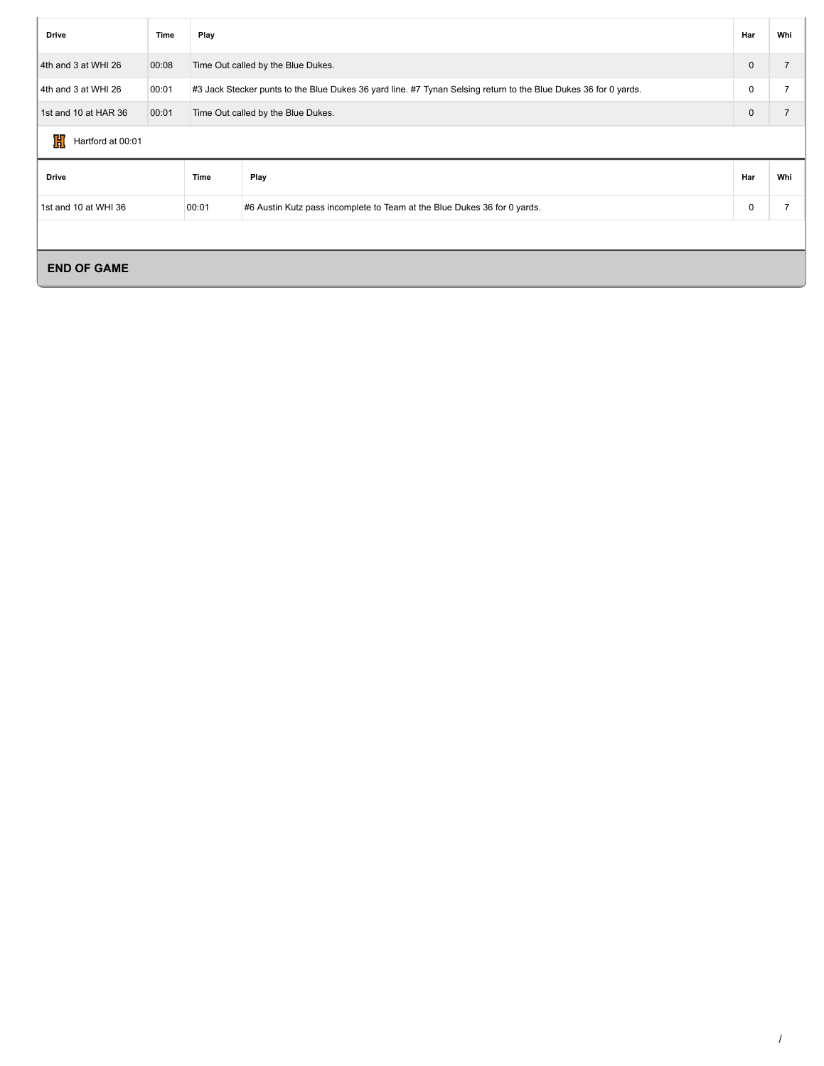| Drive | Time | Play | Har | Whi |
| --- | --- | --- | --- | --- |
| 4th and 3 at WHI 26 | 00:08 | Time Out called by the Blue Dukes. | 0 | 7 |
| 4th and 3 at WHI 26 | 00:01 | #3 Jack Stecker punts to the Blue Dukes 36 yard line. #7 Tynan Selsing return to the Blue Dukes 36 for 0 yards. | 0 | 7 |
| 1st and 10 at HAR 36 | 00:01 | Time Out called by the Blue Dukes. | 0 | 7 |

Hartford at 00:01

| Drive | Time | Play | Har | Whi |
| --- | --- | --- | --- | --- |
| 1st and 10 at WHI 36 | 00:01 | #6 Austin Kutz pass incomplete to Team at the Blue Dukes 36 for 0 yards. | 0 | 7 |

**END OF GAME**